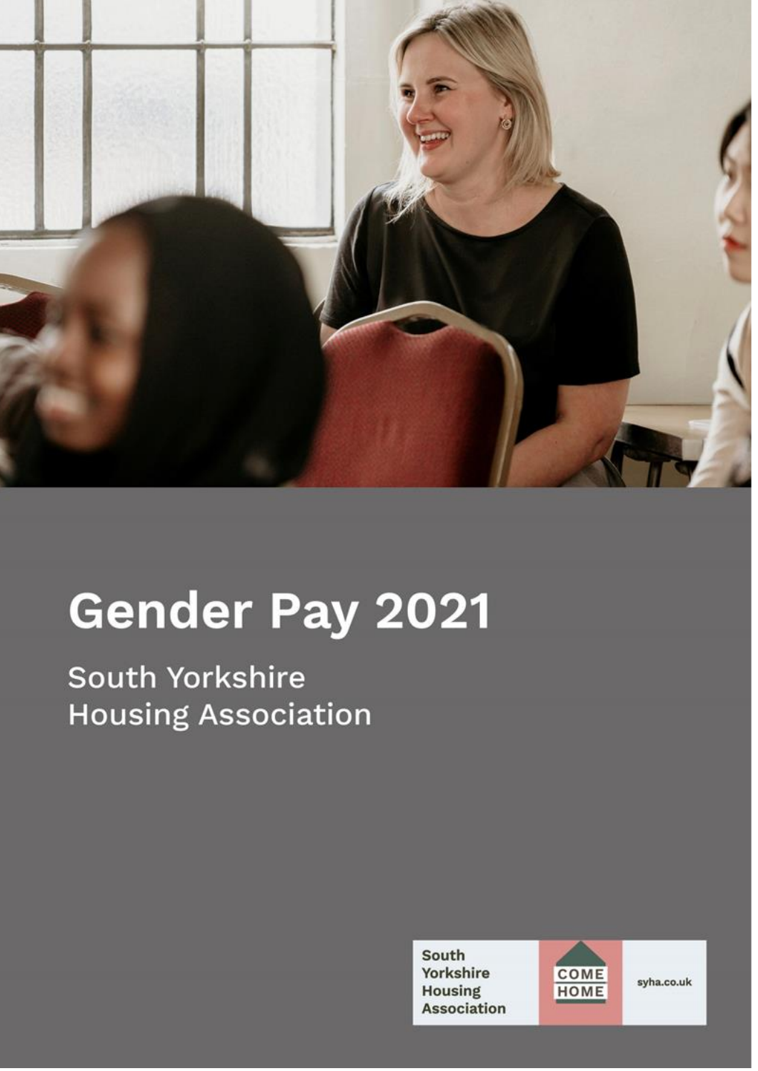# Gender Pay 2021

## South Yorkshire Housing Association

South Yorkshire Housing Association

COME HOME

syha.co.uk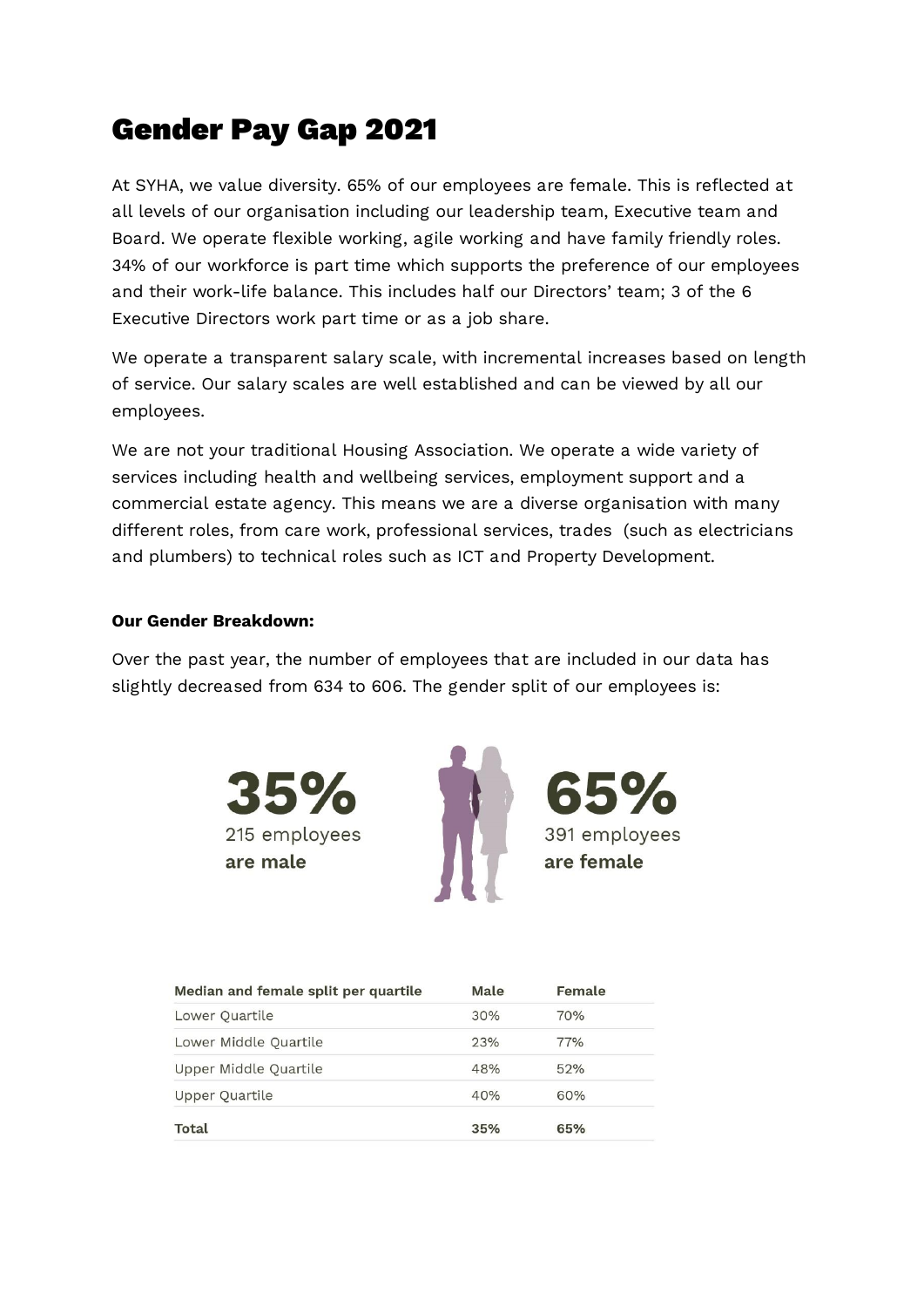# Gender Pay Gap 2021

At SYHA, we value diversity. 65% of our employees are female. This is reflected at all levels of our organisation including our leadership team, Executive team and Board. We operate flexible working, agile working and have family friendly roles. 34% of our workforce is part time which supports the preference of our employees and their work-life balance. This includes half our Directors' team; 3 of the 6 Executive Directors work part time or as a job share.

We operate a transparent salary scale, with incremental increases based on length of service. Our salary scales are well established and can be viewed by all our employees.

We are not your traditional Housing Association. We operate a wide variety of services including health and wellbeing services, employment support and a commercial estate agency. This means we are a diverse organisation with many different roles, from care work, professional services, trades (such as electricians and plumbers) to technical roles such as ICT and Property Development.

**Our Gender Breakdown:**

Over the past year, the number of employees that are included in our data has slightly decreased from 634 to 606. The gender split of our employees is:

**35%**
215 employees
**are male**

**65%**
391 employees
**are female**

| Median and female split per quartile | Male | Female |
|---|---|---|
| Lower Quartile | 30% | 70% |
| Lower Middle Quartile | 23% | 77% |
| Upper Middle Quartile | 48% | 52% |
| Upper Quartile | 40% | 60% |
| **Total** | **35%** | **65%** |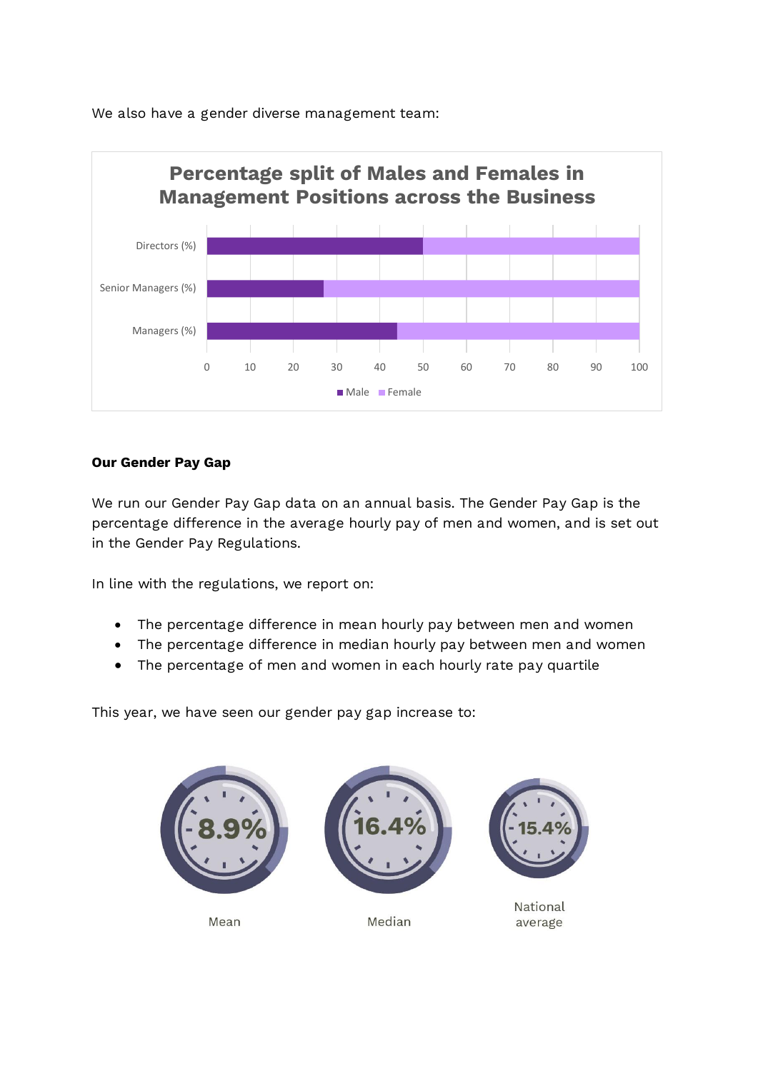We also have a gender diverse management team:

**Percentage split of Males and Females in Management Positions across the Business**

Directors (%)

Senior Managers (%)

Managers (%)

0 10 20 30 40 50 60 70 80 90 100

■ Male ■ Female

**Our Gender Pay Gap**

We run our Gender Pay Gap data on an annual basis. The Gender Pay Gap is the percentage difference in the average hourly pay of men and women, and is set out in the Gender Pay Regulations.

In line with the regulations, we report on:

- The percentage difference in mean hourly pay between men and women
- The percentage difference in median hourly pay between men and women
- The percentage of men and women in each hourly rate pay quartile

This year, we have seen our gender pay gap increase to:

8.9%

Mean

16.4%

Median

15.4%

National average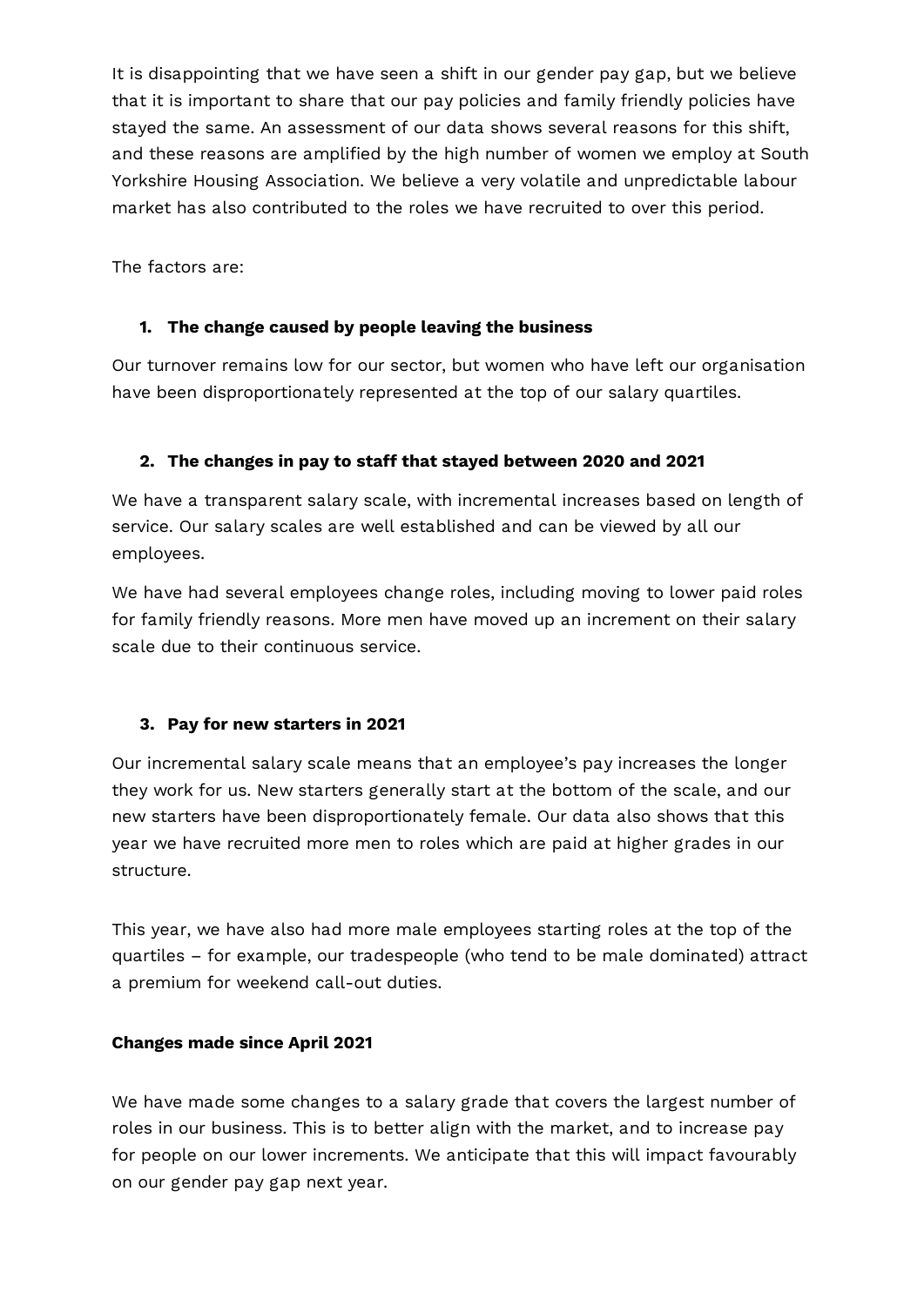It is disappointing that we have seen a shift in our gender pay gap, but we believe that it is important to share that our pay policies and family friendly policies have stayed the same. An assessment of our data shows several reasons for this shift, and these reasons are amplified by the high number of women we employ at South Yorkshire Housing Association. We believe a very volatile and unpredictable labour market has also contributed to the roles we have recruited to over this period.

The factors are:

1. **The change caused by people leaving the business**

Our turnover remains low for our sector, but women who have left our organisation have been disproportionately represented at the top of our salary quartiles.

2. **The changes in pay to staff that stayed between 2020 and 2021**

We have a transparent salary scale, with incremental increases based on length of service. Our salary scales are well established and can be viewed by all our employees.

We have had several employees change roles, including moving to lower paid roles for family friendly reasons. More men have moved up an increment on their salary scale due to their continuous service.

3. **Pay for new starters in 2021**

Our incremental salary scale means that an employee's pay increases the longer they work for us. New starters generally start at the bottom of the scale, and our new starters have been disproportionately female. Our data also shows that this year we have recruited more men to roles which are paid at higher grades in our structure.

This year, we have also had more male employees starting roles at the top of the quartiles – for example, our tradespeople (who tend to be male dominated) attract a premium for weekend call-out duties.

**Changes made since April 2021**

We have made some changes to a salary grade that covers the largest number of roles in our business. This is to better align with the market, and to increase pay for people on our lower increments. We anticipate that this will impact favourably on our gender pay gap next year.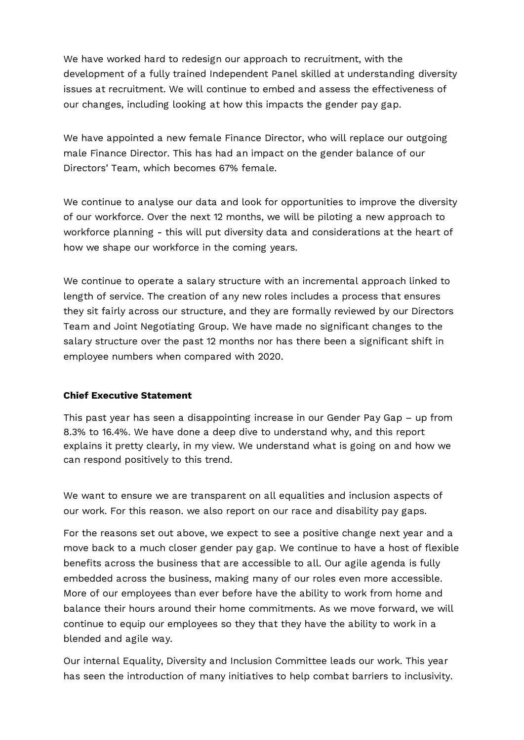We have worked hard to redesign our approach to recruitment, with the development of a fully trained Independent Panel skilled at understanding diversity issues at recruitment. We will continue to embed and assess the effectiveness of our changes, including looking at how this impacts the gender pay gap.

We have appointed a new female Finance Director, who will replace our outgoing male Finance Director. This has had an impact on the gender balance of our Directors' Team, which becomes 67% female.

We continue to analyse our data and look for opportunities to improve the diversity of our workforce. Over the next 12 months, we will be piloting a new approach to workforce planning - this will put diversity data and considerations at the heart of how we shape our workforce in the coming years.

We continue to operate a salary structure with an incremental approach linked to length of service. The creation of any new roles includes a process that ensures they sit fairly across our structure, and they are formally reviewed by our Directors Team and Joint Negotiating Group. We have made no significant changes to the salary structure over the past 12 months nor has there been a significant shift in employee numbers when compared with 2020.

**Chief Executive Statement**

This past year has seen a disappointing increase in our Gender Pay Gap – up from 8.3% to 16.4%. We have done a deep dive to understand why, and this report explains it pretty clearly, in my view. We understand what is going on and how we can respond positively to this trend.

We want to ensure we are transparent on all equalities and inclusion aspects of our work. For this reason. we also report on our race and disability pay gaps.

For the reasons set out above, we expect to see a positive change next year and a move back to a much closer gender pay gap. We continue to have a host of flexible benefits across the business that are accessible to all. Our agile agenda is fully embedded across the business, making many of our roles even more accessible. More of our employees than ever before have the ability to work from home and balance their hours around their home commitments. As we move forward, we will continue to equip our employees so they that they have the ability to work in a blended and agile way.

Our internal Equality, Diversity and Inclusion Committee leads our work. This year has seen the introduction of many initiatives to help combat barriers to inclusivity.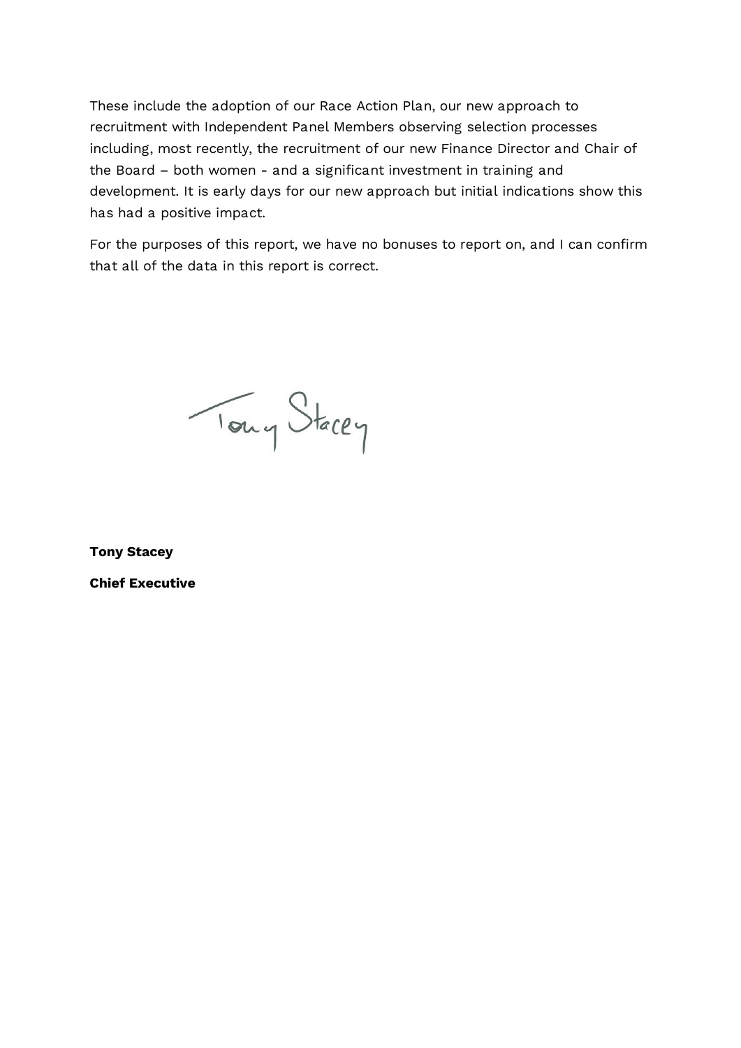These include the adoption of our Race Action Plan, our new approach to recruitment with Independent Panel Members observing selection processes including, most recently, the recruitment of our new Finance Director and Chair of the Board – both women - and a significant investment in training and development. It is early days for our new approach but initial indications show this has had a positive impact.

For the purposes of this report, we have no bonuses to report on, and I can confirm that all of the data in this report is correct.

Tony Stacey

**Tony Stacey**

**Chief Executive**